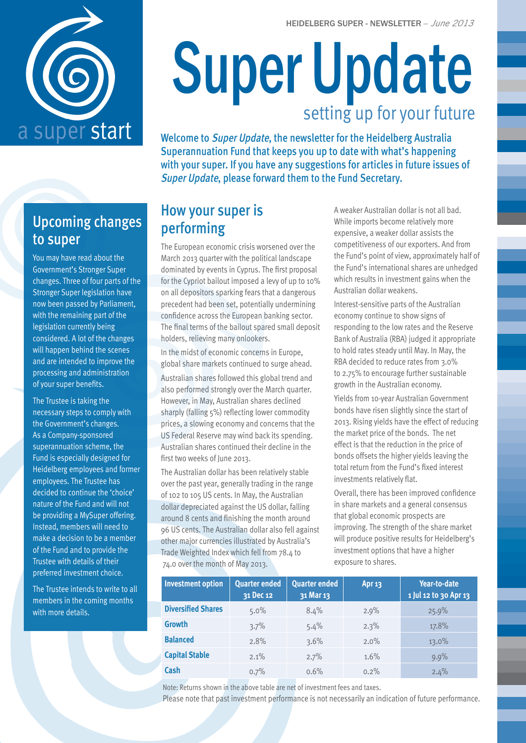# Super Update

## setting up for your future

a super start

HEIDELBERG SUPER - NEWSLETTER – *June 2013*

**Welcome to *Super Update*, the newsletter for the Heidelberg Australia Superannuation Fund that keeps you up to date with what's happening with your super. If you have any suggestions for articles in future issues of *Super Update*, please forward them to the Fund Secretary.**

## Upcoming changes to super

You may have read about the Government's Stronger Super changes. Three of four parts of the Stronger Super legislation have now been passed by Parliament, with the remaining part of the legislation currently being considered. A lot of the changes will happen behind the scenes and are intended to improve the processing and administration of your super benefits.

The Trustee is taking the necessary steps to comply with the Government's changes. As a Company-sponsored superannuation scheme, the Fund is especially designed for Heidelberg employees and former employees. The Trustee has decided to continue the 'choice' nature of the Fund and will not be providing a MySuper offering. Instead, members will need to make a decision to be a member of the Fund and to provide the Trustee with details of their preferred investment choice.

The Trustee intends to write to all members in the coming months with more details.

## How your super is performing

The European economic crisis worsened over the March 2013 quarter with the political landscape dominated by events in Cyprus. The first proposal for the Cypriot bailout imposed a levy of up to 10% on all depositors sparking fears that a dangerous precedent had been set, potentially undermining confidence across the European banking sector. The final terms of the bailout spared small deposit holders, relieving many onlookers.

In the midst of economic concerns in Europe, global share markets continued to surge ahead.

Australian shares followed this global trend and also performed strongly over the March quarter. However, in May, Australian shares declined sharply (falling 5%) reflecting lower commodity prices, a slowing economy and concerns that the US Federal Reserve may wind back its spending. Australian shares continued their decline in the first two weeks of June 2013.

The Australian dollar has been relatively stable over the past year, generally trading in the range of 102 to 105 US cents. In May, the Australian dollar depreciated against the US dollar, falling around 8 cents and finishing the month around 96 US cents. The Australian dollar also fell against other major currencies illustrated by Australia's Trade Weighted Index which fell from 78.4 to 74.0 over the month of May 2013.

A weaker Australian dollar is not all bad. While imports become relatively more expensive, a weaker dollar assists the competitiveness of our exporters. And from the Fund's point of view, approximately half of the Fund's international shares are unhedged which results in investment gains when the Australian dollar weakens.

Interest-sensitive parts of the Australian economy continue to show signs of responding to the low rates and the Reserve Bank of Australia (RBA) judged it appropriate to hold rates steady until May. In May, the RBA decided to reduce rates from 3.0% to 2.75% to encourage further sustainable growth in the Australian economy.

Yields from 10-year Australian Government bonds have risen slightly since the start of 2013. Rising yields have the effect of reducing the market price of the bonds. The net effect is that the reduction in the price of bonds offsets the higher yields leaving the total return from the Fund's fixed interest investments relatively flat.

Overall, there has been improved confidence in share markets and a general consensus that global economic prospects are improving. The strength of the share market will produce positive results for Heidelberg's investment options that have a higher exposure to shares.

| Investment option | Quarter ended 31 Dec 12 | Quarter ended 31 Mar 13 | Apr 13 | Year-to-date 1 Jul 12 to 30 Apr 13 |
|---|---|---|---|---|
| **Diversified Shares** | 5.0% | 8.4% | 2.9% | 25.9% |
| **Growth** | 3.7% | 5.4% | 2.3% | 17.8% |
| **Balanced** | 2.8% | 3.6% | 2.0% | 13.0% |
| **Capital Stable** | 2.1% | 2.7% | 1.6% | 9.9% |
| **Cash** | 0.7% | 0.6% | 0.2% | 2.4% |

Note: Returns shown in the above table are net of investment fees and taxes.

Please note that past investment performance is not necessarily an indication of future performance.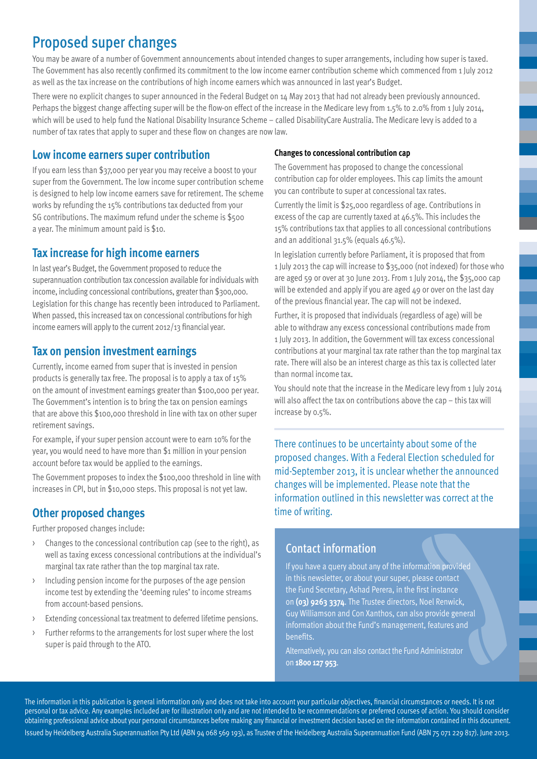# Proposed super changes

You may be aware of a number of Government announcements about intended changes to super arrangements, including how super is taxed. The Government has also recently confirmed its commitment to the low income earner contribution scheme which commenced from 1 July 2012 as well as the tax increase on the contributions of high income earners which was announced in last year's Budget.

There were no explicit changes to super announced in the Federal Budget on 14 May 2013 that had not already been previously announced. Perhaps the biggest change affecting super will be the flow-on effect of the increase in the Medicare levy from 1.5% to 2.0% from 1 July 2014, which will be used to help fund the National Disability Insurance Scheme – called DisabilityCare Australia. The Medicare levy is added to a number of tax rates that apply to super and these flow on changes are now law.

## Low income earners super contribution

If you earn less than $37,000 per year you may receive a boost to your super from the Government. The low income super contribution scheme is designed to help low income earners save for retirement. The scheme works by refunding the 15% contributions tax deducted from your SG contributions. The maximum refund under the scheme is $500 a year. The minimum amount paid is $10.

## Tax increase for high income earners

In last year's Budget, the Government proposed to reduce the superannuation contribution tax concession available for individuals with income, including concessional contributions, greater than $300,000. Legislation for this change has recently been introduced to Parliament. When passed, this increased tax on concessional contributions for high income earners will apply to the current 2012/13 financial year.

## Tax on pension investment earnings

Currently, income earned from super that is invested in pension products is generally tax free. The proposal is to apply a tax of 15% on the amount of investment earnings greater than $100,000 per year. The Government's intention is to bring the tax on pension earnings that are above this $100,000 threshold in line with tax on other super retirement savings.

For example, if your super pension account were to earn 10% for the year, you would need to have more than $1 million in your pension account before tax would be applied to the earnings.

The Government proposes to index the $100,000 threshold in line with increases in CPI, but in $10,000 steps. This proposal is not yet law.

## Other proposed changes

Further proposed changes include:

- Changes to the concessional contribution cap (see to the right), as well as taxing excess concessional contributions at the individual's marginal tax rate rather than the top marginal tax rate.
- Including pension income for the purposes of the age pension income test by extending the 'deeming rules' to income streams from account-based pensions.
- Extending concessional tax treatment to deferred lifetime pensions.
- Further reforms to the arrangements for lost super where the lost super is paid through to the ATO.

### Changes to concessional contribution cap

The Government has proposed to change the concessional contribution cap for older employees. This cap limits the amount you can contribute to super at concessional tax rates.

Currently the limit is $25,000 regardless of age. Contributions in excess of the cap are currently taxed at 46.5%. This includes the 15% contributions tax that applies to all concessional contributions and an additional 31.5% (equals 46.5%).

In legislation currently before Parliament, it is proposed that from 1 July 2013 the cap will increase to $35,000 (not indexed) for those who are aged 59 or over at 30 June 2013. From 1 July 2014, the $35,000 cap will be extended and apply if you are aged 49 or over on the last day of the previous financial year. The cap will not be indexed.

Further, it is proposed that individuals (regardless of age) will be able to withdraw any excess concessional contributions made from 1 July 2013. In addition, the Government will tax excess concessional contributions at your marginal tax rate rather than the top marginal tax rate. There will also be an interest charge as this tax is collected later than normal income tax.

You should note that the increase in the Medicare levy from 1 July 2014 will also affect the tax on contributions above the cap – this tax will increase by 0.5%.

There continues to be uncertainty about some of the proposed changes. With a Federal Election scheduled for mid-September 2013, it is unclear whether the announced changes will be implemented. Please note that the information outlined in this newsletter was correct at the time of writing.

## Contact information

If you have a query about any of the information provided in this newsletter, or about your super, please contact the Fund Secretary, Ashad Perera, in the first instance on **(03) 9263 3374**. The Trustee directors, Noel Renwick, Guy Williamson and Con Xanthos, can also provide general information about the Fund's management, features and benefits.

Alternatively, you can also contact the Fund Administrator on **1800 127 953**.

The information in this publication is general information only and does not take into account your particular objectives, financial circumstances or needs. It is not personal or tax advice. Any examples included are for illustration only and are not intended to be recommendations or preferred courses of action. You should consider obtaining professional advice about your personal circumstances before making any financial or investment decision based on the information contained in this document.

Issued by Heidelberg Australia Superannuation Pty Ltd (ABN 94 068 569 193), as Trustee of the Heidelberg Australia Superannuation Fund (ABN 75 071 229 817). June 2013.